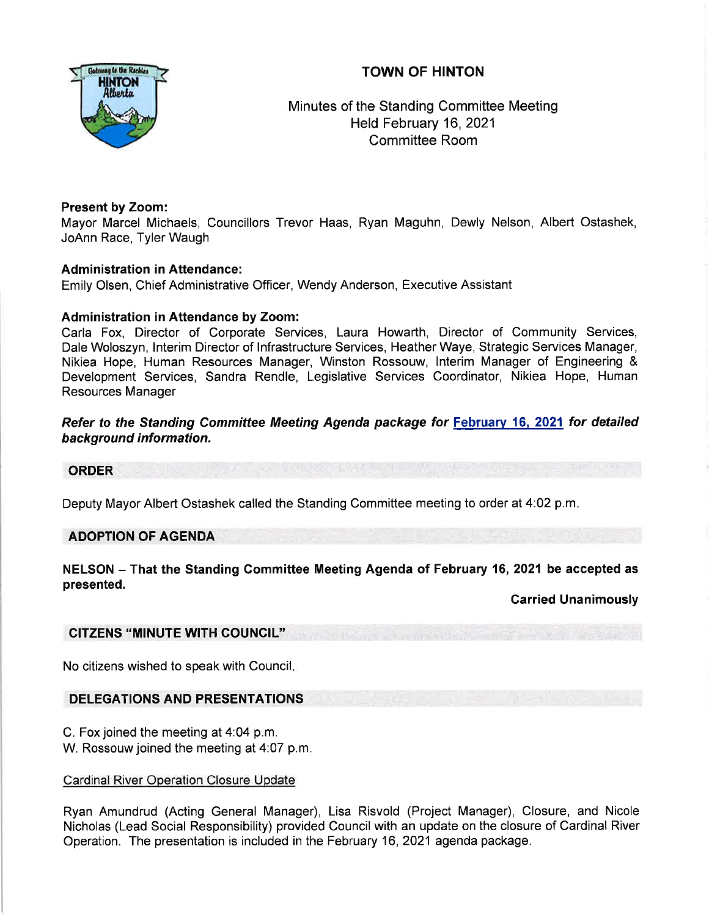# TOWN OF HINTON

Minutes of the Standing Committee Meeting
Held February 16, 2021
Committee Room

**Present by Zoom:**
Mayor Marcel Michaels, Councillors Trevor Haas, Ryan Maguhn, Dewly Nelson, Albert Ostashek, JoAnn Race, Tyler Waugh

**Administration in Attendance:**
Emily Olsen, Chief Administrative Officer, Wendy Anderson, Executive Assistant

**Administration in Attendance by Zoom:**
Carla Fox, Director of Corporate Services, Laura Howarth, Director of Community Services, Dale Woloszyn, Interim Director of Infrastructure Services, Heather Waye, Strategic Services Manager, Nikiea Hope, Human Resources Manager, Winston Rossouw, Interim Manager of Engineering & Development Services, Sandra Rendle, Legislative Services Coordinator, Nikiea Hope, Human Resources Manager

***Refer to the Standing Committee Meeting Agenda package for February 16, 2021 for detailed background information.***

## ORDER

Deputy Mayor Albert Ostashek called the Standing Committee meeting to order at 4:02 p.m.

## ADOPTION OF AGENDA

**NELSON – That the Standing Committee Meeting Agenda of February 16, 2021 be accepted as presented.**

**Carried Unanimously**

## CITIZENS "MINUTE WITH COUNCIL"

No citizens wished to speak with Council.

## DELEGATIONS AND PRESENTATIONS

C. Fox joined the meeting at 4:04 p.m.
W. Rossouw joined the meeting at 4:07 p.m.

Cardinal River Operation Closure Update

Ryan Amundrud (Acting General Manager), Lisa Risvold (Project Manager), Closure, and Nicole Nicholas (Lead Social Responsibility) provided Council with an update on the closure of Cardinal River Operation. The presentation is included in the February 16, 2021 agenda package.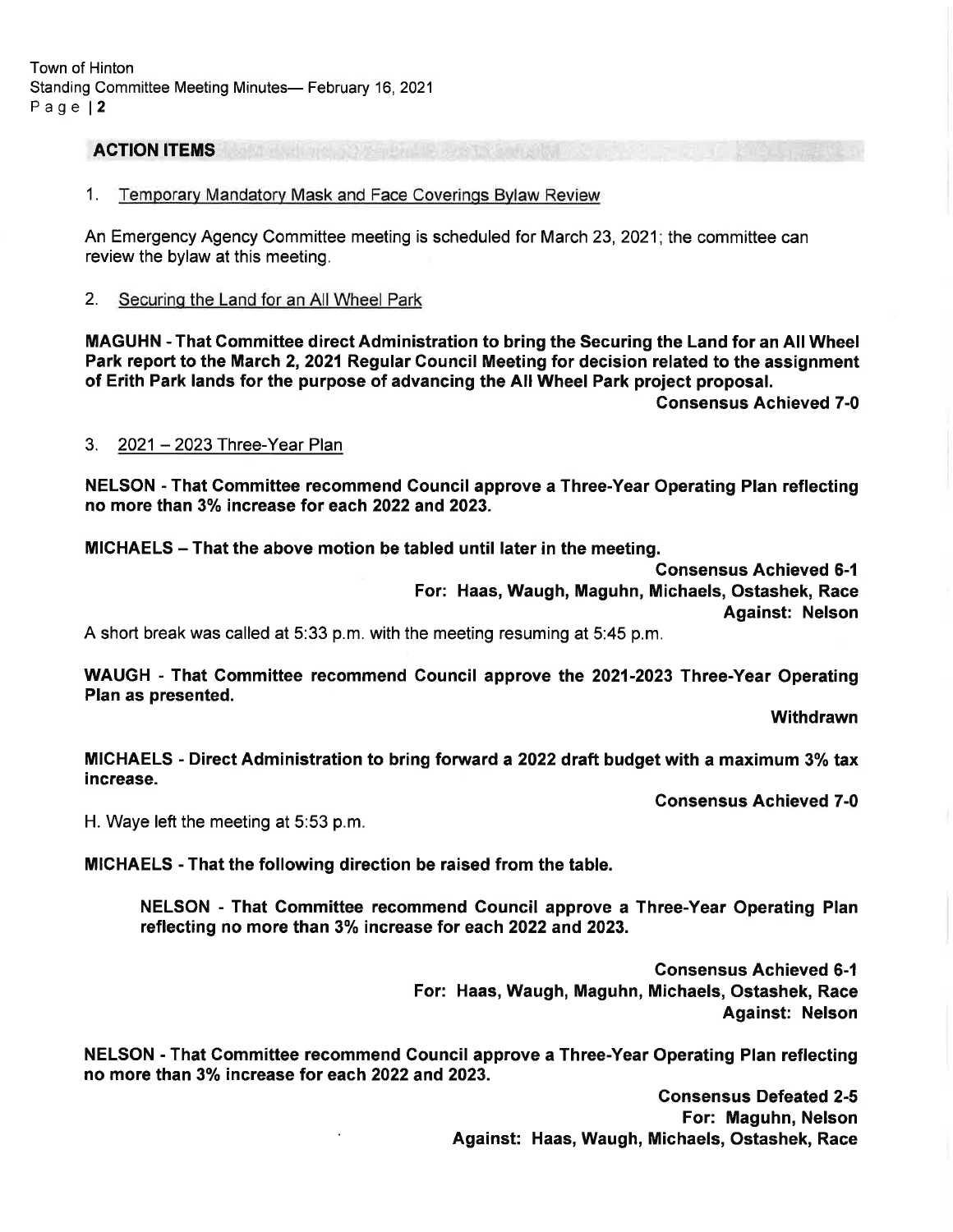## ACTION ITEMS

1. Temporary Mandatory Mask and Face Coverings Bylaw Review

An Emergency Agency Committee meeting is scheduled for March 23, 2021; the committee can review the bylaw at this meeting.

2. Securing the Land for an All Wheel Park

**MAGUHN - That Committee direct Administration to bring the Securing the Land for an All Wheel Park report to the March 2, 2021 Regular Council Meeting for decision related to the assignment of Erith Park lands for the purpose of advancing the All Wheel Park project proposal.**

**Consensus Achieved 7-0**

3. 2021 – 2023 Three-Year Plan

**NELSON - That Committee recommend Council approve a Three-Year Operating Plan reflecting no more than 3% increase for each 2022 and 2023.**

**MICHAELS – That the above motion be tabled until later in the meeting.**

**Consensus Achieved 6-1**
**For: Haas, Waugh, Maguhn, Michaels, Ostashek, Race**
**Against: Nelson**

A short break was called at 5:33 p.m. with the meeting resuming at 5:45 p.m.

**WAUGH - That Committee recommend Council approve the 2021-2023 Three-Year Operating Plan as presented.**

**Withdrawn**

**MICHAELS - Direct Administration to bring forward a 2022 draft budget with a maximum 3% tax increase.**

**Consensus Achieved 7-0**

H. Waye left the meeting at 5:53 p.m.

**MICHAELS - That the following direction be raised from the table.**

> **NELSON - That Committee recommend Council approve a Three-Year Operating Plan reflecting no more than 3% increase for each 2022 and 2023.**

**Consensus Achieved 6-1**
**For: Haas, Waugh, Maguhn, Michaels, Ostashek, Race**
**Against: Nelson**

**NELSON - That Committee recommend Council approve a Three-Year Operating Plan reflecting no more than 3% increase for each 2022 and 2023.**

**Consensus Defeated 2-5**
**For: Maguhn, Nelson**
**Against: Haas, Waugh, Michaels, Ostashek, Race**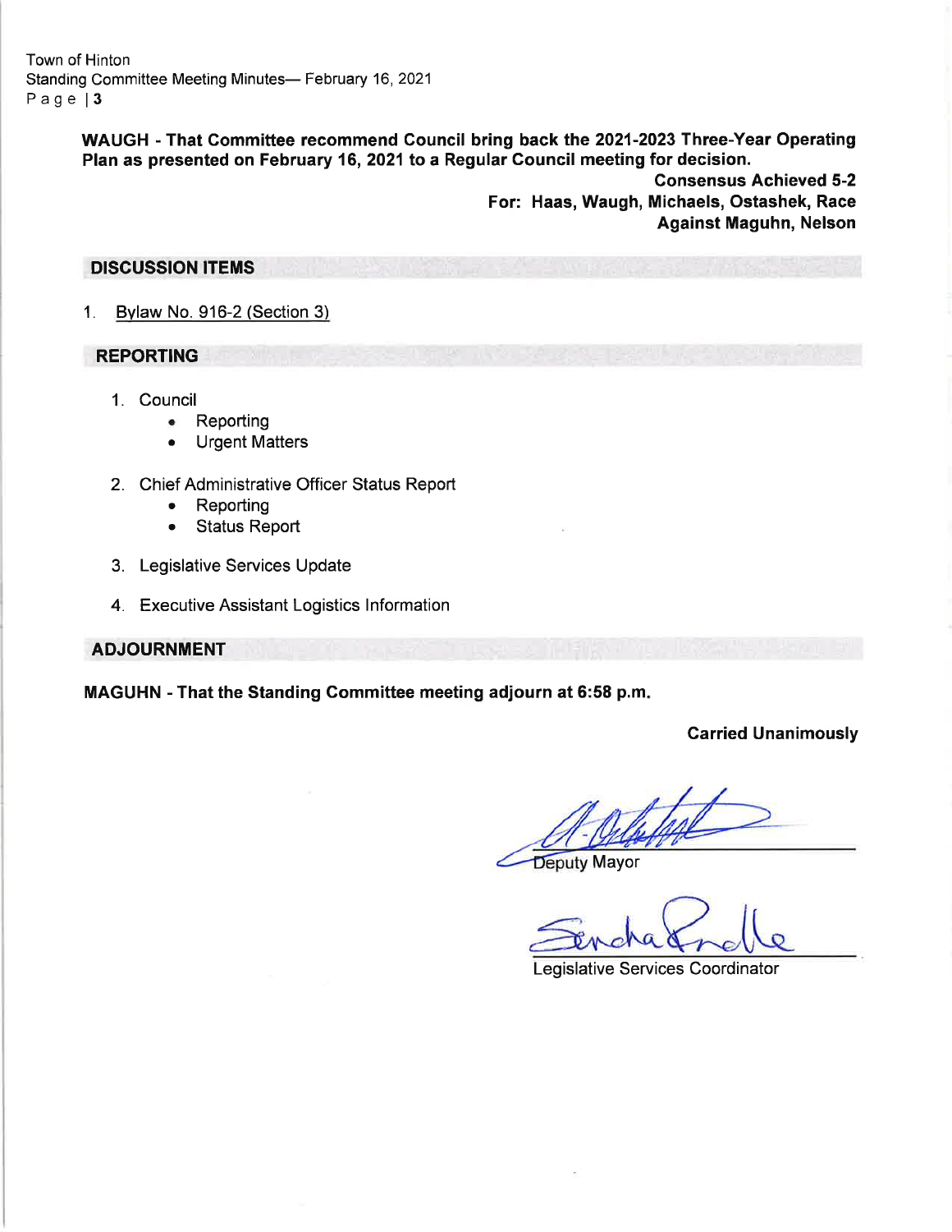**WAUGH - That Committee recommend Council bring back the 2021-2023 Three-Year Operating Plan as presented on February 16, 2021 to a Regular Council meeting for decision.**

**Consensus Achieved 5-2**
**For: Haas, Waugh, Michaels, Ostashek, Race**
**Against Maguhn, Nelson**

## DISCUSSION ITEMS

1. Bylaw No. 916-2 (Section 3)

## REPORTING

1. Council
   - Reporting
   - Urgent Matters

2. Chief Administrative Officer Status Report
   - Reporting
   - Status Report

3. Legislative Services Update

4. Executive Assistant Logistics Information

## ADJOURNMENT

**MAGUHN - That the Standing Committee meeting adjourn at 6:58 p.m.**

**Carried Unanimously**

Deputy Mayor

Legislative Services Coordinator